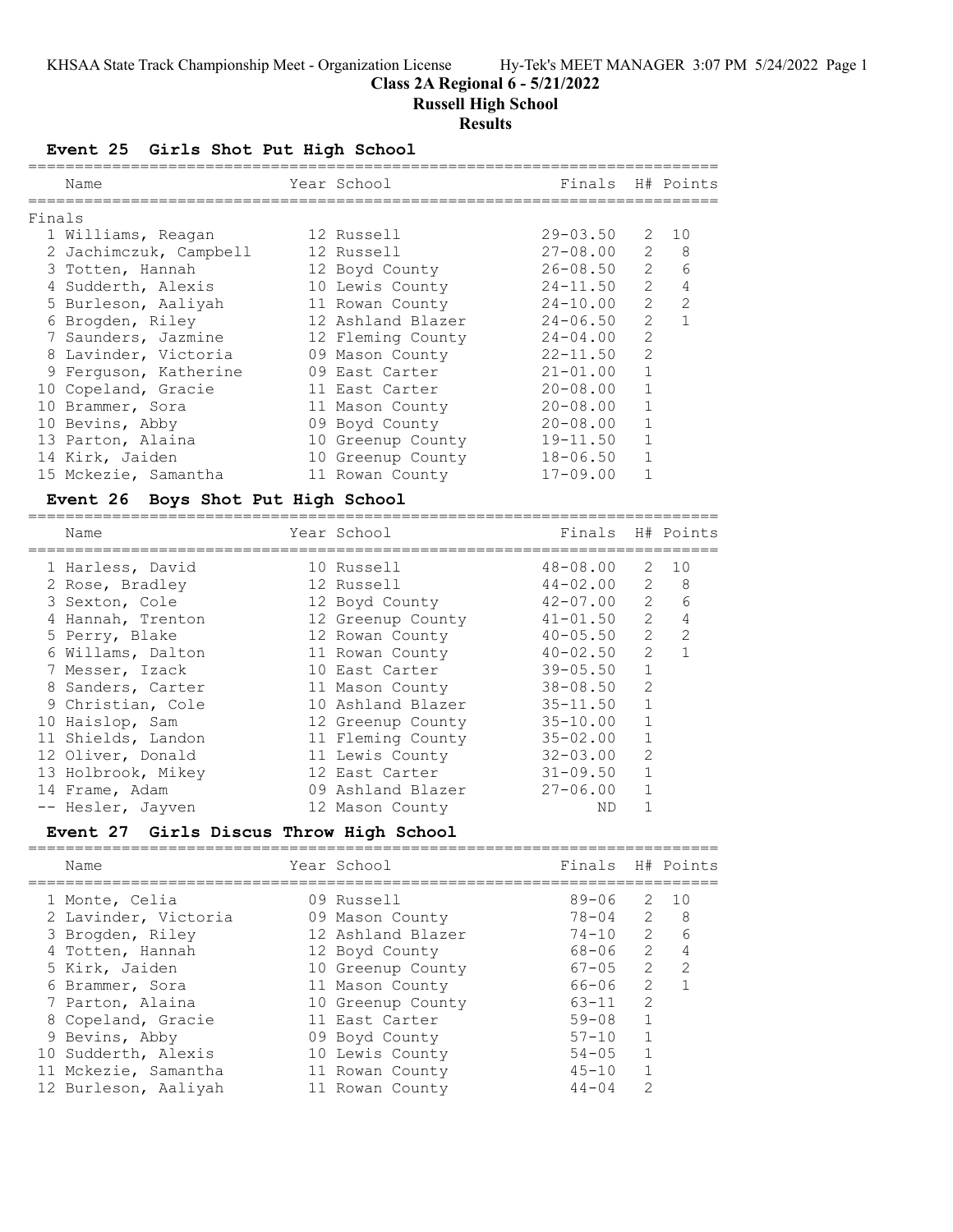## Class 2A Regional 6 - 5/21/2022

## Russell High School

## Results

### Event 25 Girls Shot Put High School

| Name | Year | School | Finals | H# | Points |
|---|---|---|---|---|---|
| **Finals** | | | | | |
| 1 Williams, Reagan | 12 | Russell | 29-03.50 | 2 | 10 |
| 2 Jachimczuk, Campbell | 12 | Russell | 27-08.00 | 2 | 8 |
| 3 Totten, Hannah | 12 | Boyd County | 26-08.50 | 2 | 6 |
| 4 Sudderth, Alexis | 10 | Lewis County | 24-11.50 | 2 | 4 |
| 5 Burleson, Aaliyah | 11 | Rowan County | 24-10.00 | 2 | 2 |
| 6 Brogden, Riley | 12 | Ashland Blazer | 24-06.50 | 2 | 1 |
| 7 Saunders, Jazmine | 12 | Fleming County | 24-04.00 | 2 | |
| 8 Lavinder, Victoria | 09 | Mason County | 22-11.50 | 2 | |
| 9 Ferguson, Katherine | 09 | East Carter | 21-01.00 | 1 | |
| 10 Copeland, Gracie | 11 | East Carter | 20-08.00 | 1 | |
| 10 Brammer, Sora | 11 | Mason County | 20-08.00 | 1 | |
| 10 Bevins, Abby | 09 | Boyd County | 20-08.00 | 1 | |
| 13 Parton, Alaina | 10 | Greenup County | 19-11.50 | 1 | |
| 14 Kirk, Jaiden | 10 | Greenup County | 18-06.50 | 1 | |
| 15 Mckezie, Samantha | 11 | Rowan County | 17-09.00 | 1 | |

### Event 26 Boys Shot Put High School

| Name | Year | School | Finals | H# | Points |
|---|---|---|---|---|---|
| 1 Harless, David | 10 | Russell | 48-08.00 | 2 | 10 |
| 2 Rose, Bradley | 12 | Russell | 44-02.00 | 2 | 8 |
| 3 Sexton, Cole | 12 | Boyd County | 42-07.00 | 2 | 6 |
| 4 Hannah, Trenton | 12 | Greenup County | 41-01.50 | 2 | 4 |
| 5 Perry, Blake | 12 | Rowan County | 40-05.50 | 2 | 2 |
| 6 Willams, Dalton | 11 | Rowan County | 40-02.50 | 2 | 1 |
| 7 Messer, Izack | 10 | East Carter | 39-05.50 | 1 | |
| 8 Sanders, Carter | 11 | Mason County | 38-08.50 | 2 | |
| 9 Christian, Cole | 10 | Ashland Blazer | 35-11.50 | 1 | |
| 10 Haislop, Sam | 12 | Greenup County | 35-10.00 | 1 | |
| 11 Shields, Landon | 11 | Fleming County | 35-02.00 | 1 | |
| 12 Oliver, Donald | 11 | Lewis County | 32-03.00 | 2 | |
| 13 Holbrook, Mikey | 12 | East Carter | 31-09.50 | 1 | |
| 14 Frame, Adam | 09 | Ashland Blazer | 27-06.00 | 1 | |
| -- Hesler, Jayven | 12 | Mason County | ND | 1 | |

### Event 27 Girls Discus Throw High School

| Name | Year | School | Finals | H# | Points |
|---|---|---|---|---|---|
| 1 Monte, Celia | 09 | Russell | 89-06 | 2 | 10 |
| 2 Lavinder, Victoria | 09 | Mason County | 78-04 | 2 | 8 |
| 3 Brogden, Riley | 12 | Ashland Blazer | 74-10 | 2 | 6 |
| 4 Totten, Hannah | 12 | Boyd County | 68-06 | 2 | 4 |
| 5 Kirk, Jaiden | 10 | Greenup County | 67-05 | 2 | 2 |
| 6 Brammer, Sora | 11 | Mason County | 66-06 | 2 | 1 |
| 7 Parton, Alaina | 10 | Greenup County | 63-11 | 2 | |
| 8 Copeland, Gracie | 11 | East Carter | 59-08 | 1 | |
| 9 Bevins, Abby | 09 | Boyd County | 57-10 | 1 | |
| 10 Sudderth, Alexis | 10 | Lewis County | 54-05 | 1 | |
| 11 Mckezie, Samantha | 11 | Rowan County | 45-10 | 1 | |
| 12 Burleson, Aaliyah | 11 | Rowan County | 44-04 | 2 | |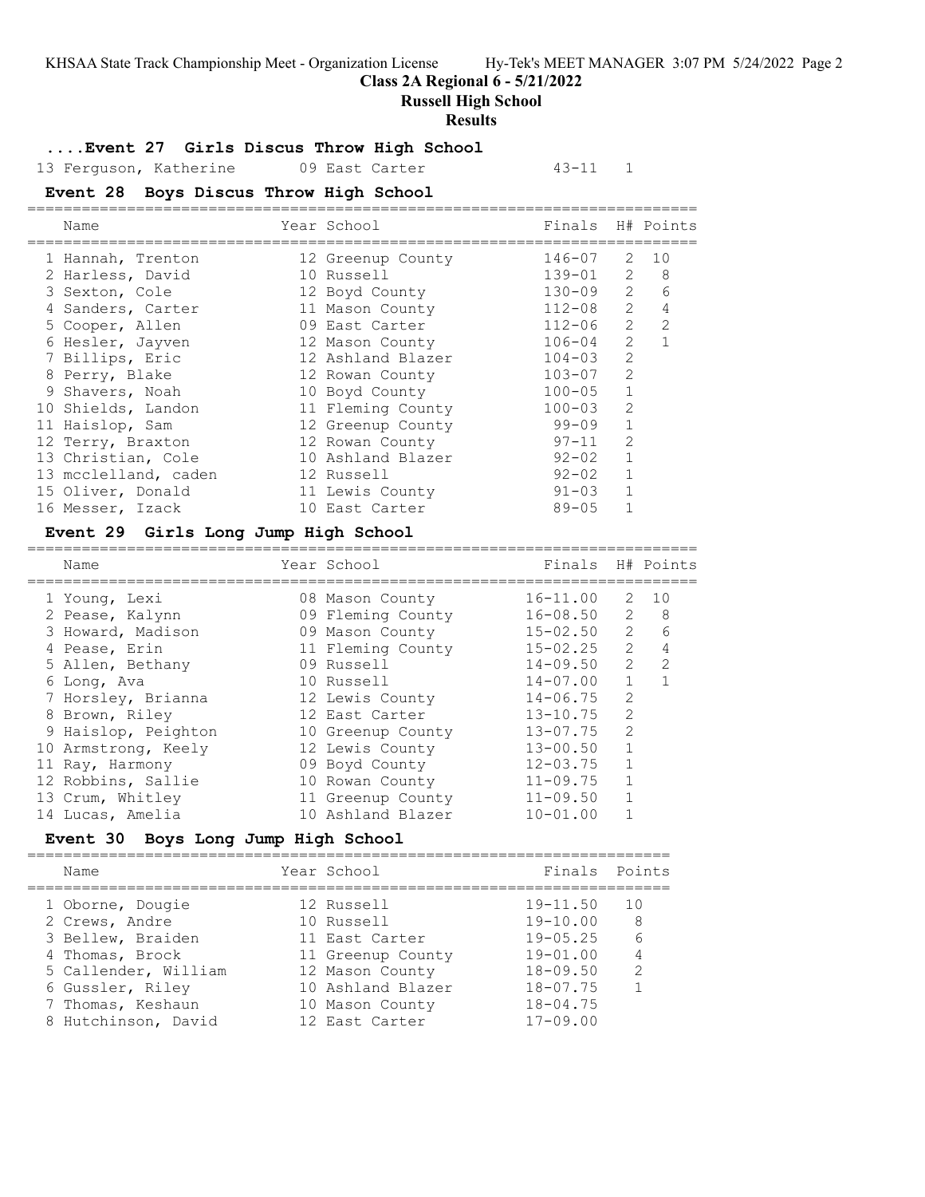**Class 2A Regional 6 - 5/21/2022**

**Russell High School**

**Results**

### ....Event 27 Girls Discus Throw High School

| Name | Year | School | Finals | H# | Points |
|---|---|---|---|---|---|
| 13 Ferguson, Katherine | 09 | East Carter | 43-11 | 1 | |

### Event 28 Boys Discus Throw High School

| Name | Year | School | Finals | H# | Points |
|---|---|---|---|---|---|
| 1 Hannah, Trenton | 12 | Greenup County | 146-07 | 2 | 10 |
| 2 Harless, David | 10 | Russell | 139-01 | 2 | 8 |
| 3 Sexton, Cole | 12 | Boyd County | 130-09 | 2 | 6 |
| 4 Sanders, Carter | 11 | Mason County | 112-08 | 2 | 4 |
| 5 Cooper, Allen | 09 | East Carter | 112-06 | 2 | 2 |
| 6 Hesler, Jayven | 12 | Mason County | 106-04 | 2 | 1 |
| 7 Billips, Eric | 12 | Ashland Blazer | 104-03 | 2 | |
| 8 Perry, Blake | 12 | Rowan County | 103-07 | 2 | |
| 9 Shavers, Noah | 10 | Boyd County | 100-05 | 1 | |
| 10 Shields, Landon | 11 | Fleming County | 100-03 | 2 | |
| 11 Haislop, Sam | 12 | Greenup County | 99-09 | 1 | |
| 12 Terry, Braxton | 12 | Rowan County | 97-11 | 2 | |
| 13 Christian, Cole | 10 | Ashland Blazer | 92-02 | 1 | |
| 13 mcclelland, caden | 12 | Russell | 92-02 | 1 | |
| 15 Oliver, Donald | 11 | Lewis County | 91-03 | 1 | |
| 16 Messer, Izack | 10 | East Carter | 89-05 | 1 | |

### Event 29 Girls Long Jump High School

| Name | Year | School | Finals | H# | Points |
|---|---|---|---|---|---|
| 1 Young, Lexi | 08 | Mason County | 16-11.00 | 2 | 10 |
| 2 Pease, Kalynn | 09 | Fleming County | 16-08.50 | 2 | 8 |
| 3 Howard, Madison | 09 | Mason County | 15-02.50 | 2 | 6 |
| 4 Pease, Erin | 11 | Fleming County | 15-02.25 | 2 | 4 |
| 5 Allen, Bethany | 09 | Russell | 14-09.50 | 2 | 2 |
| 6 Long, Ava | 10 | Russell | 14-07.00 | 1 | 1 |
| 7 Horsley, Brianna | 12 | Lewis County | 14-06.75 | 2 | |
| 8 Brown, Riley | 12 | East Carter | 13-10.75 | 2 | |
| 9 Haislop, Peighton | 10 | Greenup County | 13-07.75 | 2 | |
| 10 Armstrong, Keely | 12 | Lewis County | 13-00.50 | 1 | |
| 11 Ray, Harmony | 09 | Boyd County | 12-03.75 | 1 | |
| 12 Robbins, Sallie | 10 | Rowan County | 11-09.75 | 1 | |
| 13 Crum, Whitley | 11 | Greenup County | 11-09.50 | 1 | |
| 14 Lucas, Amelia | 10 | Ashland Blazer | 10-01.00 | 1 | |

### Event 30 Boys Long Jump High School

| Name | Year | School | Finals | Points |
|---|---|---|---|---|
| 1 Oborne, Dougie | 12 | Russell | 19-11.50 | 10 |
| 2 Crews, Andre | 10 | Russell | 19-10.00 | 8 |
| 3 Bellew, Braiden | 11 | East Carter | 19-05.25 | 6 |
| 4 Thomas, Brock | 11 | Greenup County | 19-01.00 | 4 |
| 5 Callender, William | 12 | Mason County | 18-09.50 | 2 |
| 6 Gussler, Riley | 10 | Ashland Blazer | 18-07.75 | 1 |
| 7 Thomas, Keshaun | 10 | Mason County | 18-04.75 | |
| 8 Hutchinson, David | 12 | East Carter | 17-09.00 | |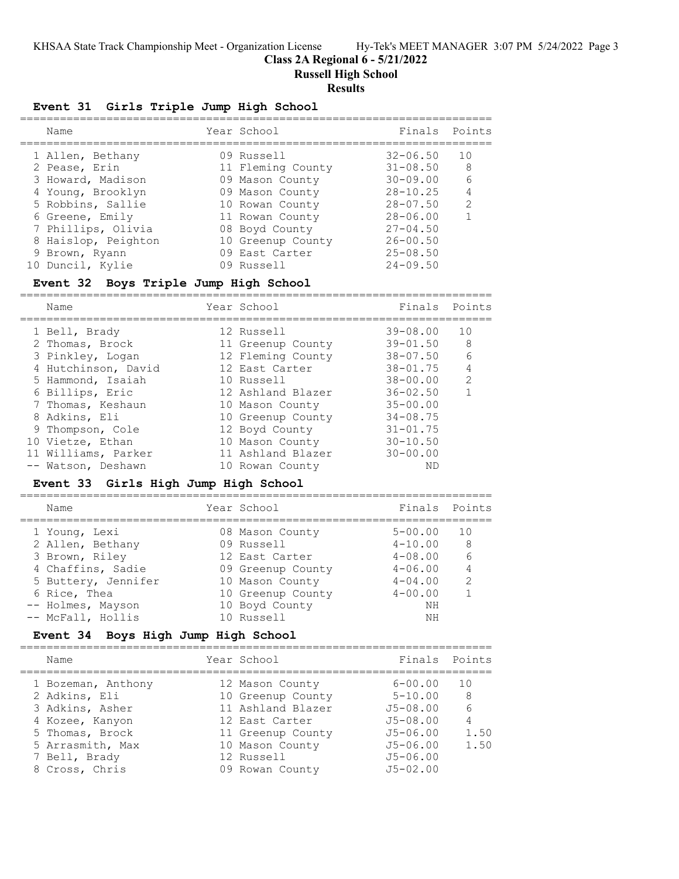## Class 2A Regional 6 - 5/21/2022
## Russell High School
## Results

### Event 31 Girls Triple Jump High School

| Name | Year | School | Finals | Points |
|---|---|---|---|---|
| 1 Allen, Bethany | 09 | Russell | 32-06.50 | 10 |
| 2 Pease, Erin | 11 | Fleming County | 31-08.50 | 8 |
| 3 Howard, Madison | 09 | Mason County | 30-09.00 | 6 |
| 4 Young, Brooklyn | 09 | Mason County | 28-10.25 | 4 |
| 5 Robbins, Sallie | 10 | Rowan County | 28-07.50 | 2 |
| 6 Greene, Emily | 11 | Rowan County | 28-06.00 | 1 |
| 7 Phillips, Olivia | 08 | Boyd County | 27-04.50 | |
| 8 Haislop, Peighton | 10 | Greenup County | 26-00.50 | |
| 9 Brown, Ryann | 09 | East Carter | 25-08.50 | |
| 10 Duncil, Kylie | 09 | Russell | 24-09.50 | |

### Event 32 Boys Triple Jump High School

| Name | Year | School | Finals | Points |
|---|---|---|---|---|
| 1 Bell, Brady | 12 | Russell | 39-08.00 | 10 |
| 2 Thomas, Brock | 11 | Greenup County | 39-01.50 | 8 |
| 3 Pinkley, Logan | 12 | Fleming County | 38-07.50 | 6 |
| 4 Hutchinson, David | 12 | East Carter | 38-01.75 | 4 |
| 5 Hammond, Isaiah | 10 | Russell | 38-00.00 | 2 |
| 6 Billips, Eric | 12 | Ashland Blazer | 36-02.50 | 1 |
| 7 Thomas, Keshaun | 10 | Mason County | 35-00.00 | |
| 8 Adkins, Eli | 10 | Greenup County | 34-08.75 | |
| 9 Thompson, Cole | 12 | Boyd County | 31-01.75 | |
| 10 Vietze, Ethan | 10 | Mason County | 30-10.50 | |
| 11 Williams, Parker | 11 | Ashland Blazer | 30-00.00 | |
| -- Watson, Deshawn | 10 | Rowan County | ND | |

### Event 33 Girls High Jump High School

| Name | Year | School | Finals | Points |
|---|---|---|---|---|
| 1 Young, Lexi | 08 | Mason County | 5-00.00 | 10 |
| 2 Allen, Bethany | 09 | Russell | 4-10.00 | 8 |
| 3 Brown, Riley | 12 | East Carter | 4-08.00 | 6 |
| 4 Chaffins, Sadie | 09 | Greenup County | 4-06.00 | 4 |
| 5 Buttery, Jennifer | 10 | Mason County | 4-04.00 | 2 |
| 6 Rice, Thea | 10 | Greenup County | 4-00.00 | 1 |
| -- Holmes, Mayson | 10 | Boyd County | NH | |
| -- McFall, Hollis | 10 | Russell | NH | |

### Event 34 Boys High Jump High School

| Name | Year | School | Finals | Points |
|---|---|---|---|---|
| 1 Bozeman, Anthony | 12 | Mason County | 6-00.00 | 10 |
| 2 Adkins, Eli | 10 | Greenup County | 5-10.00 | 8 |
| 3 Adkins, Asher | 11 | Ashland Blazer | J5-08.00 | 6 |
| 4 Kozee, Kanyon | 12 | East Carter | J5-08.00 | 4 |
| 5 Thomas, Brock | 11 | Greenup County | J5-06.00 | 1.50 |
| 5 Arrasmith, Max | 10 | Mason County | J5-06.00 | 1.50 |
| 7 Bell, Brady | 12 | Russell | J5-06.00 | |
| 8 Cross, Chris | 09 | Rowan County | J5-02.00 | |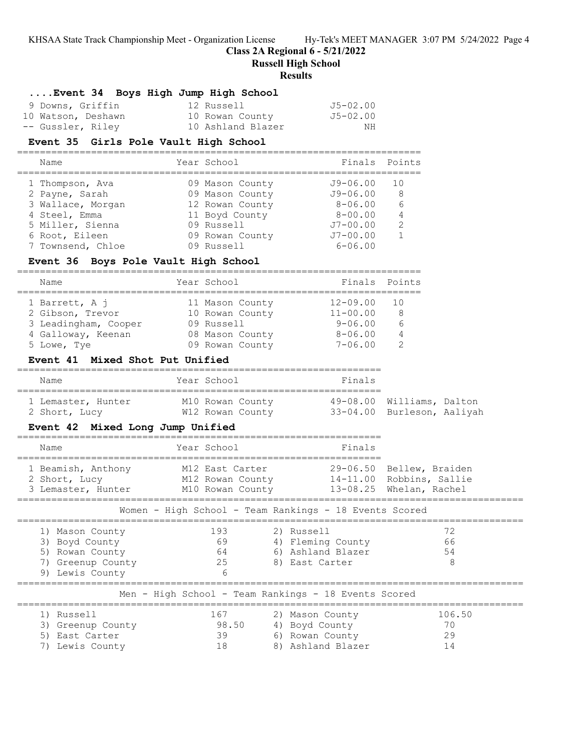## Class 2A Regional 6 - 5/21/2022

## Russell High School

## Results

### ....Event 34 Boys High Jump High School

| Name | Year | School | Finals | Points |
|---|---|---|---|---|
| 9 Downs, Griffin | 12 | Russell | J5-02.00 | |
| 10 Watson, Deshawn | 10 | Rowan County | J5-02.00 | |
| -- Gussler, Riley | 10 | Ashland Blazer | NH | |

### Event 35 Girls Pole Vault High School

| Name | Year | School | Finals | Points |
|---|---|---|---|---|
| 1 Thompson, Ava | 09 | Mason County | J9-06.00 | 10 |
| 2 Payne, Sarah | 09 | Mason County | J9-06.00 | 8 |
| 3 Wallace, Morgan | 12 | Rowan County | 8-06.00 | 6 |
| 4 Steel, Emma | 11 | Boyd County | 8-00.00 | 4 |
| 5 Miller, Sienna | 09 | Russell | J7-00.00 | 2 |
| 6 Root, Eileen | 09 | Rowan County | J7-00.00 | 1 |
| 7 Townsend, Chloe | 09 | Russell | 6-06.00 | |

### Event 36 Boys Pole Vault High School

| Name | Year | School | Finals | Points |
|---|---|---|---|---|
| 1 Barrett, A j | 11 | Mason County | 12-09.00 | 10 |
| 2 Gibson, Trevor | 10 | Rowan County | 11-00.00 | 8 |
| 3 Leadingham, Cooper | 09 | Russell | 9-06.00 | 6 |
| 4 Galloway, Keenan | 08 | Mason County | 8-06.00 | 4 |
| 5 Lowe, Tye | 09 | Rowan County | 7-06.00 | 2 |

### Event 41 Mixed Shot Put Unified

| Name | Year | School | Finals | |
|---|---|---|---|---|
| 1 Lemaster, Hunter | M10 | Rowan County | 49-08.00 | Williams, Dalton |
| 2 Short, Lucy | W12 | Rowan County | 33-04.00 | Burleson, Aaliyah |

### Event 42 Mixed Long Jump Unified

| Name | Year | School | Finals | |
|---|---|---|---|---|
| 1 Beamish, Anthony | M12 | East Carter | 29-06.50 | Bellew, Braiden |
| 2 Short, Lucy | M12 | Rowan County | 14-11.00 | Robbins, Sallie |
| 3 Lemaster, Hunter | M10 | Rowan County | 13-08.25 | Whelan, Rachel |

### Women - High School - Team Rankings - 18 Events Scored

| Team | Points | Team | Points |
|---|---|---|---|
| 1) Mason County | 193 | 2) Russell | 72 |
| 3) Boyd County | 69 | 4) Fleming County | 66 |
| 5) Rowan County | 64 | 6) Ashland Blazer | 54 |
| 7) Greenup County | 25 | 8) East Carter | 8 |
| 9) Lewis County | 6 | | |

### Men - High School - Team Rankings - 18 Events Scored

| Team | Points | Team | Points |
|---|---|---|---|
| 1) Russell | 167 | 2) Mason County | 106.50 |
| 3) Greenup County | 98.50 | 4) Boyd County | 70 |
| 5) East Carter | 39 | 6) Rowan County | 29 |
| 7) Lewis County | 18 | 8) Ashland Blazer | 14 |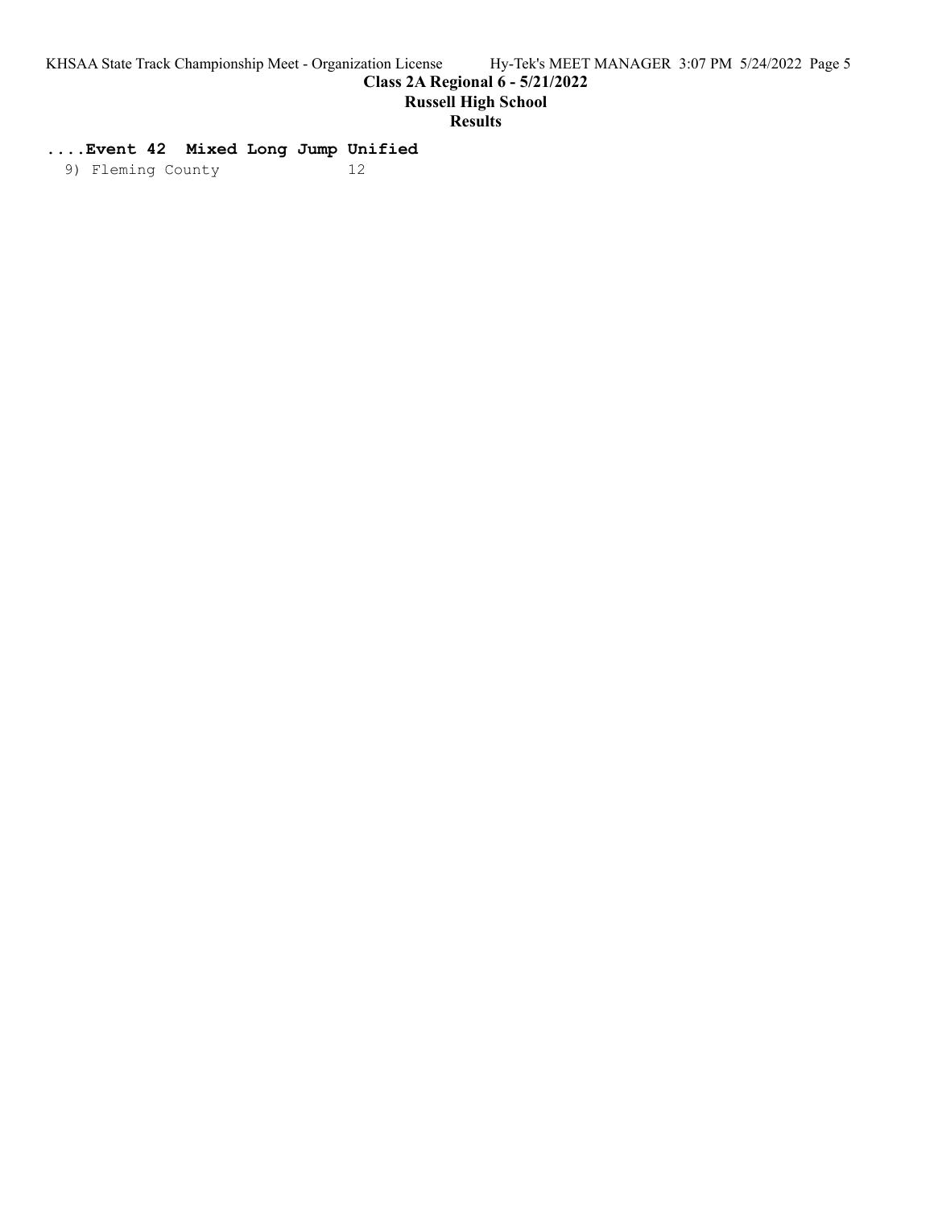**....Event 42 Mixed Long Jump Unified**

9) Fleming County 12